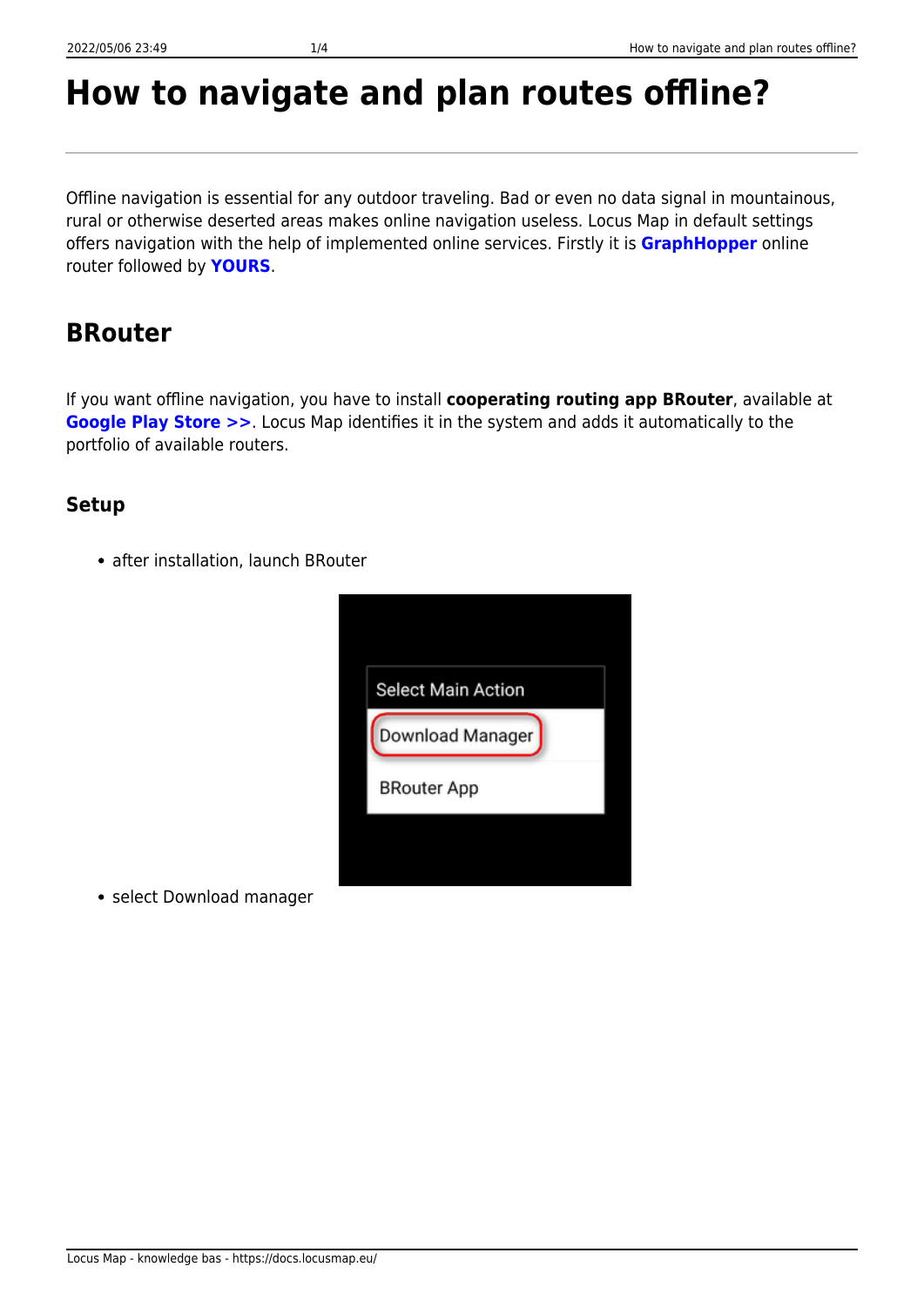# How to navigate and plan routes offline?

Offline navigation is essential for any outdoor traveling. Bad or even no data signal in mountainous, rural or otherwise deserted areas makes online navigation useless. Locus Map in default settings offers navigation with the help of implemented online services. Firstly it is **GraphHopper** online router followed by **YOURS**.

## BRouter

If you want offline navigation, you have to install **cooperating routing app BRouter**, available at **Google Play Store >>**. Locus Map identifies it in the system and adds it automatically to the portfolio of available routers.

### Setup

- after installation, launch BRouter

- select Download manager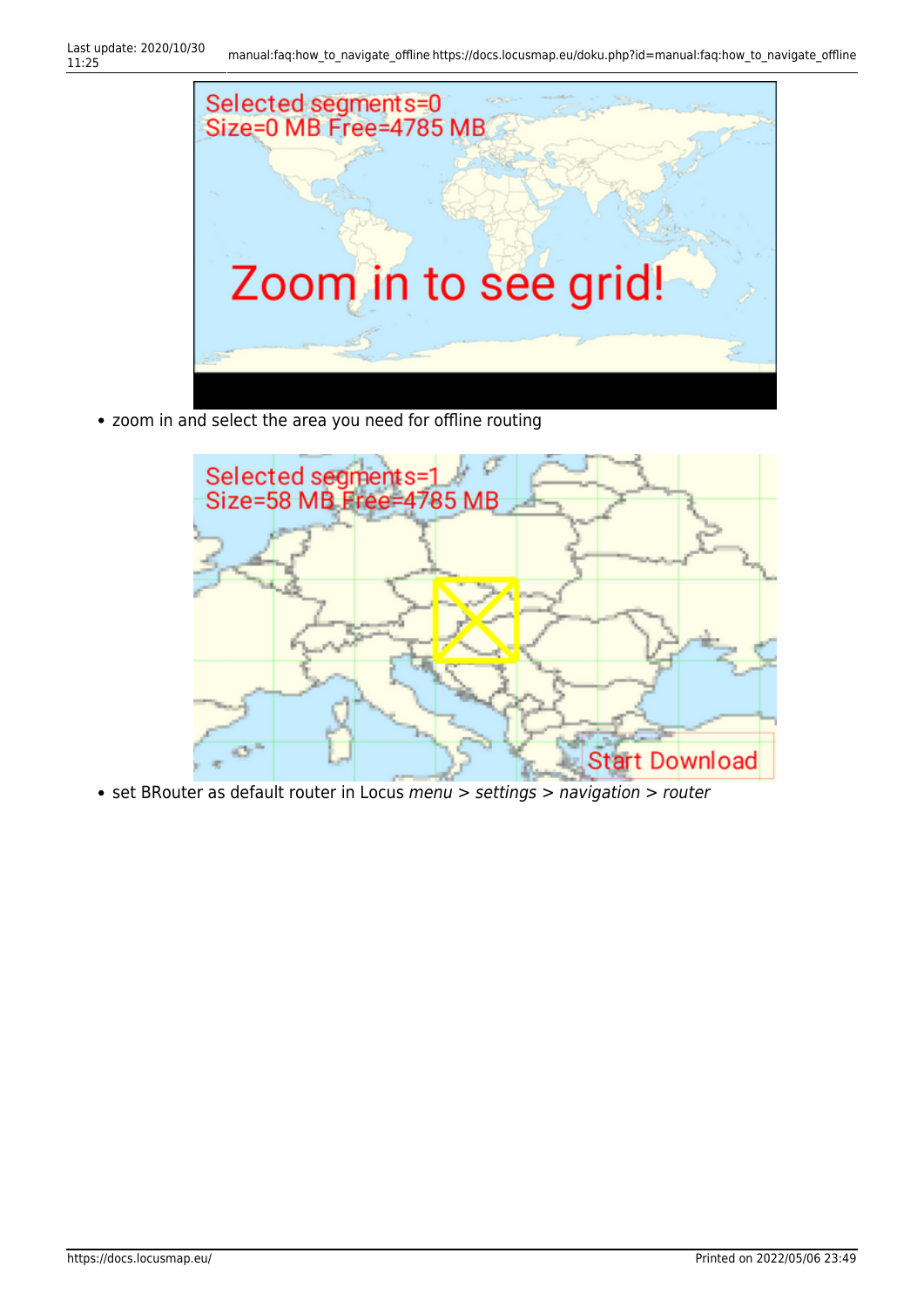- zoom in and select the area you need for offline routing
- set BRouter as default router in Locus *menu* > *settings* > *navigation* > *router*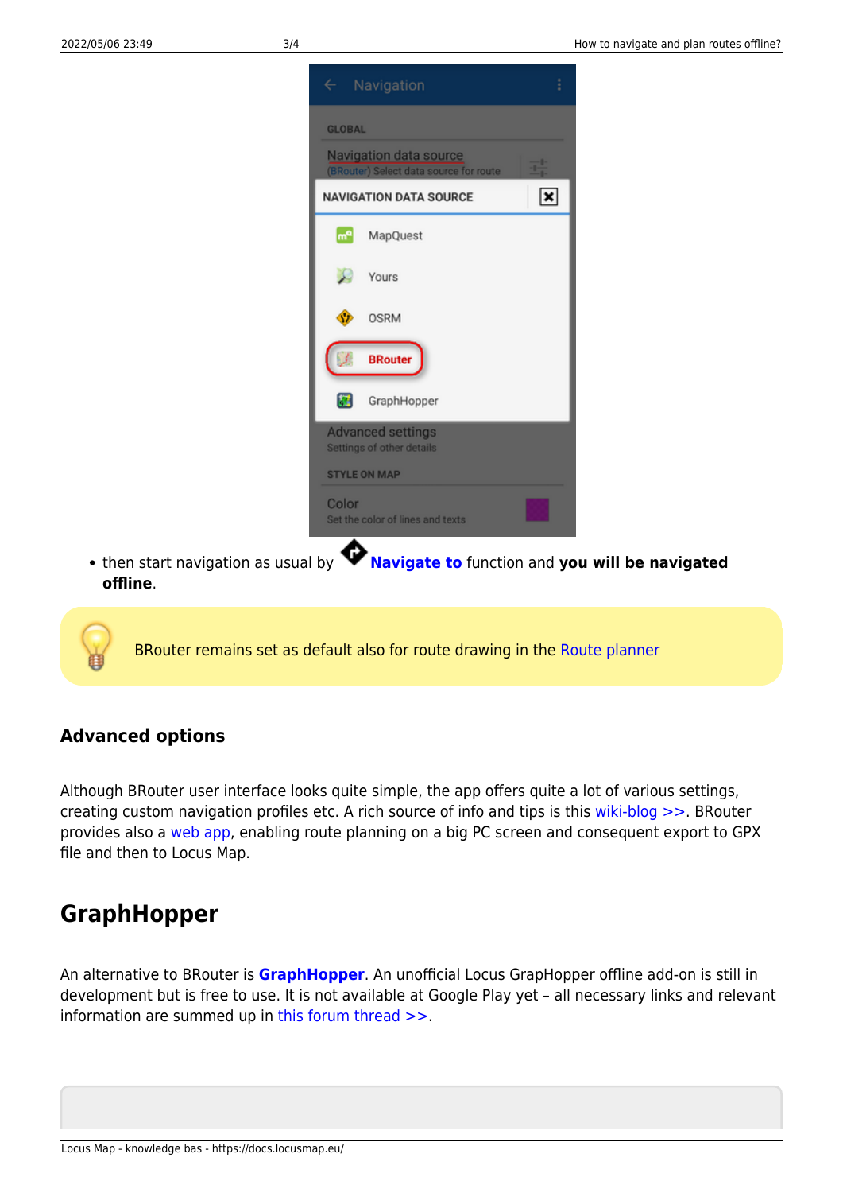- then start navigation as usual by **Navigate to** function and **you will be navigated offline**.

BRouter remains set as default also for route drawing in the Route planner

### Advanced options

Although BRouter user interface looks quite simple, the app offers quite a lot of various settings, creating custom navigation profiles etc. A rich source of info and tips is this wiki-blog >>. BRouter provides also a web app, enabling route planning on a big PC screen and consequent export to GPX file and then to Locus Map.

## GraphHopper

An alternative to BRouter is **GraphHopper**. An unofficial Locus GraphHopper offline add-on is still in development but is free to use. It is not available at Google Play yet – all necessary links and relevant information are summed up in this forum thread >>.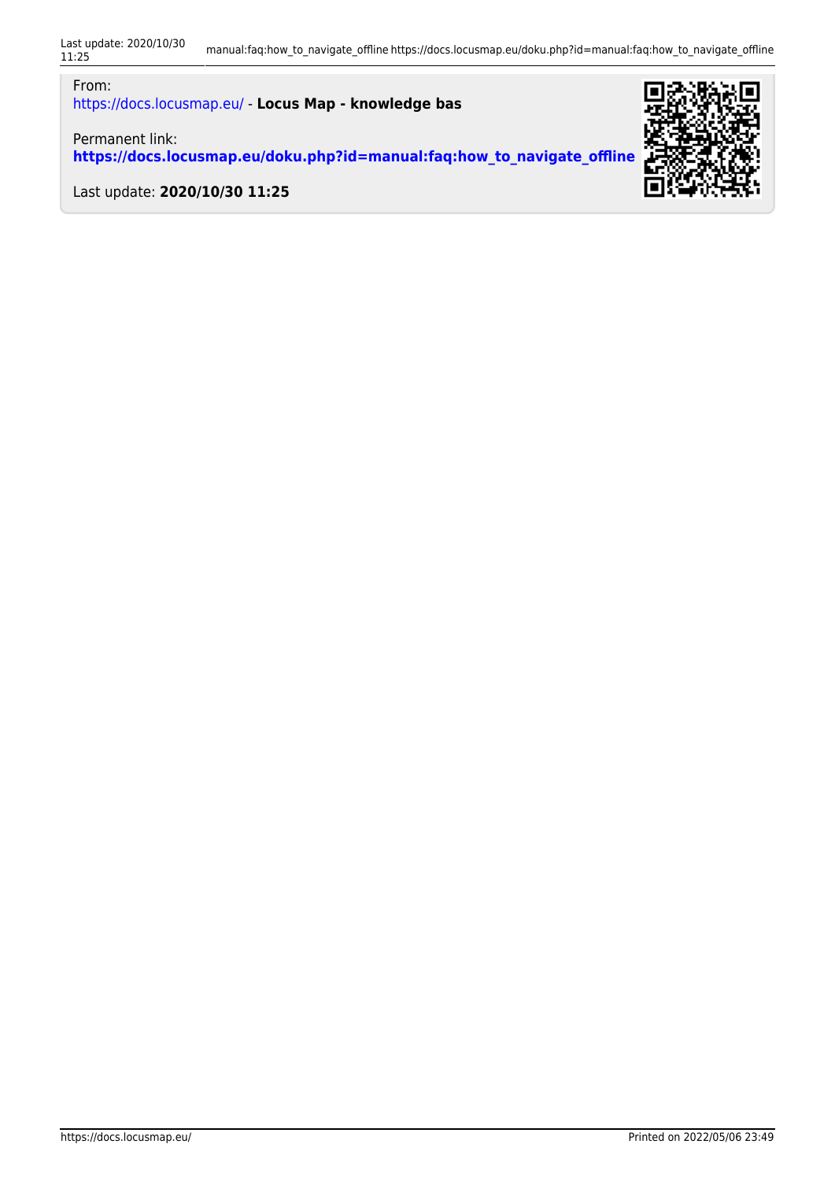From:
https://docs.locusmap.eu/ - **Locus Map - knowledge bas**

Permanent link:
**https://docs.locusmap.eu/doku.php?id=manual:faq:how_to_navigate_offline**

Last update: **2020/10/30 11:25**